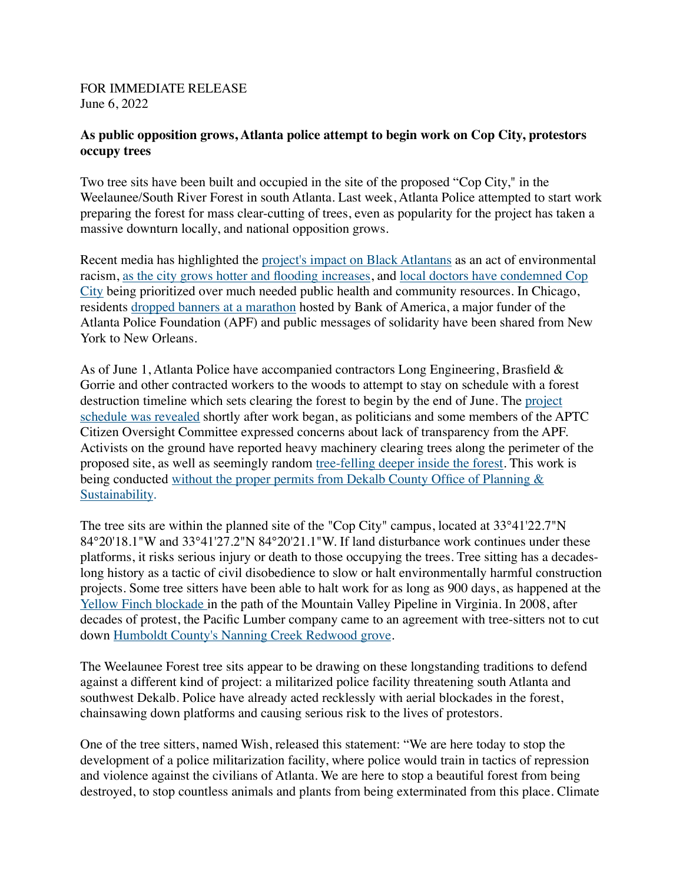FOR IMMEDIATE RELEASE
June 6, 2022

**As public opposition grows, Atlanta police attempt to begin work on Cop City, protestors occupy trees**

Two tree sits have been built and occupied in the site of the proposed "Cop City," in the Weelaunee/South River Forest in south Atlanta. Last week, Atlanta Police attempted to start work preparing the forest for mass clear-cutting of trees, even as popularity for the project has taken a massive downturn locally, and national opposition grows.

Recent media has highlighted the project's impact on Black Atlantans as an act of environmental racism, as the city grows hotter and flooding increases, and local doctors have condemned Cop City being prioritized over much needed public health and community resources. In Chicago, residents dropped banners at a marathon hosted by Bank of America, a major funder of the Atlanta Police Foundation (APF) and public messages of solidarity have been shared from New York to New Orleans.

As of June 1, Atlanta Police have accompanied contractors Long Engineering, Brasfield & Gorrie and other contracted workers to the woods to attempt to stay on schedule with a forest destruction timeline which sets clearing the forest to begin by the end of June. The project schedule was revealed shortly after work began, as politicians and some members of the APTC Citizen Oversight Committee expressed concerns about lack of transparency from the APF. Activists on the ground have reported heavy machinery clearing trees along the perimeter of the proposed site, as well as seemingly random tree-felling deeper inside the forest. This work is being conducted without the proper permits from Dekalb County Office of Planning & Sustainability.

The tree sits are within the planned site of the "Cop City" campus, located at 33°41'22.7"N 84°20'18.1"W and 33°41'27.2"N 84°20'21.1"W. If land disturbance work continues under these platforms, it risks serious injury or death to those occupying the trees. Tree sitting has a decades-long history as a tactic of civil disobedience to slow or halt environmentally harmful construction projects. Some tree sitters have been able to halt work for as long as 900 days, as happened at the Yellow Finch blockade in the path of the Mountain Valley Pipeline in Virginia. In 2008, after decades of protest, the Pacific Lumber company came to an agreement with tree-sitters not to cut down Humboldt County's Nanning Creek Redwood grove.

The Weelaunee Forest tree sits appear to be drawing on these longstanding traditions to defend against a different kind of project: a militarized police facility threatening south Atlanta and southwest Dekalb. Police have already acted recklessly with aerial blockades in the forest, chainsawing down platforms and causing serious risk to the lives of protestors.

One of the tree sitters, named Wish, released this statement: "We are here today to stop the development of a police militarization facility, where police would train in tactics of repression and violence against the civilians of Atlanta. We are here to stop a beautiful forest from being destroyed, to stop countless animals and plants from being exterminated from this place. Climate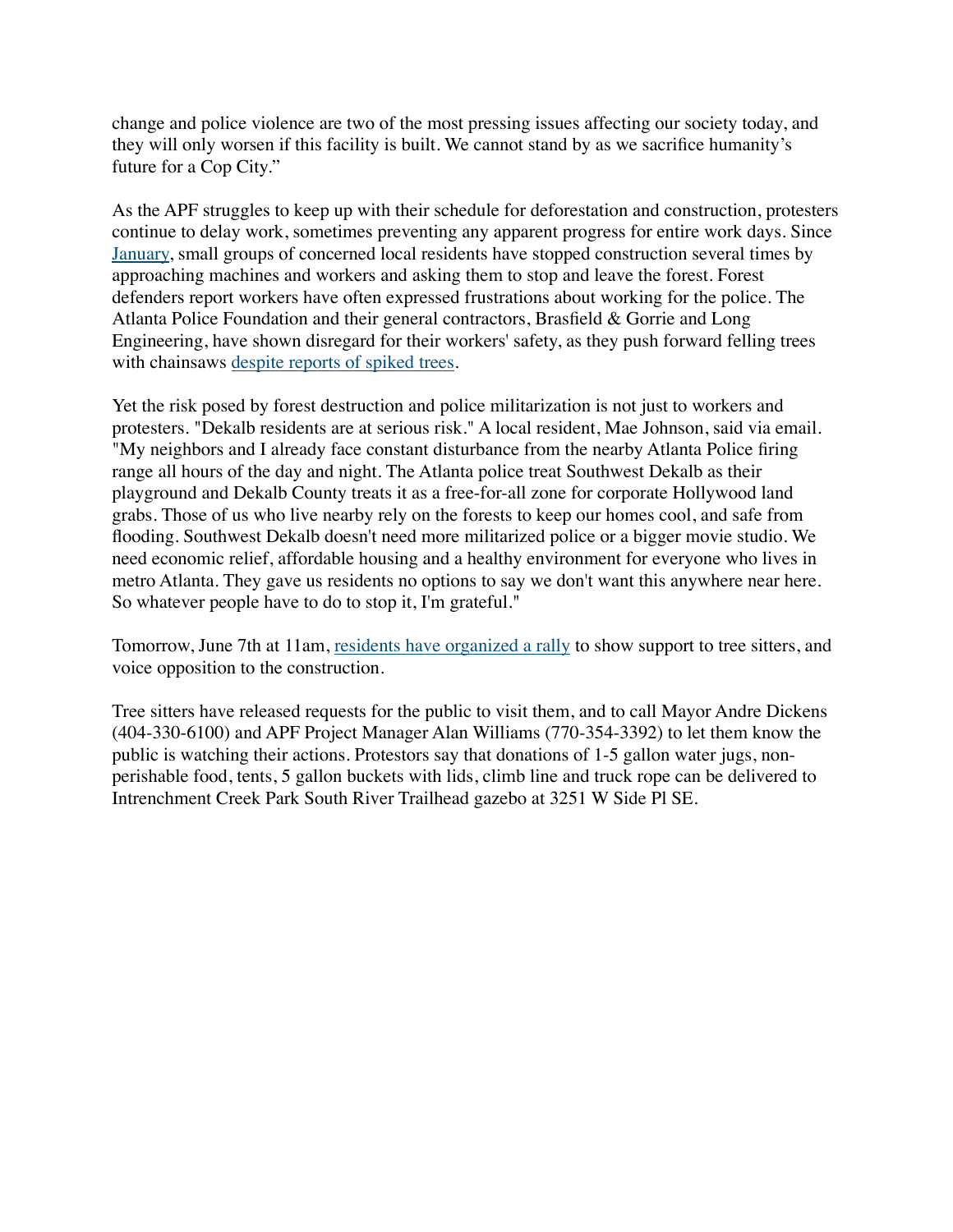change and police violence are two of the most pressing issues affecting our society today, and they will only worsen if this facility is built. We cannot stand by as we sacrifice humanity's future for a Cop City."

As the APF struggles to keep up with their schedule for deforestation and construction, protesters continue to delay work, sometimes preventing any apparent progress for entire work days. Since January, small groups of concerned local residents have stopped construction several times by approaching machines and workers and asking them to stop and leave the forest. Forest defenders report workers have often expressed frustrations about working for the police. The Atlanta Police Foundation and their general contractors, Brasfield & Gorrie and Long Engineering, have shown disregard for their workers' safety, as they push forward felling trees with chainsaws despite reports of spiked trees.

Yet the risk posed by forest destruction and police militarization is not just to workers and protesters. "Dekalb residents are at serious risk." A local resident, Mae Johnson, said via email. "My neighbors and I already face constant disturbance from the nearby Atlanta Police firing range all hours of the day and night. The Atlanta police treat Southwest Dekalb as their playground and Dekalb County treats it as a free-for-all zone for corporate Hollywood land grabs. Those of us who live nearby rely on the forests to keep our homes cool, and safe from flooding. Southwest Dekalb doesn't need more militarized police or a bigger movie studio. We need economic relief, affordable housing and a healthy environment for everyone who lives in metro Atlanta. They gave us residents no options to say we don't want this anywhere near here. So whatever people have to do to stop it, I'm grateful."

Tomorrow, June 7th at 11am, residents have organized a rally to show support to tree sitters, and voice opposition to the construction.

Tree sitters have released requests for the public to visit them, and to call Mayor Andre Dickens (404-330-6100) and APF Project Manager Alan Williams (770-354-3392) to let them know the public is watching their actions. Protestors say that donations of 1-5 gallon water jugs, non-perishable food, tents, 5 gallon buckets with lids, climb line and truck rope can be delivered to Intrenchment Creek Park South River Trailhead gazebo at 3251 W Side Pl SE.